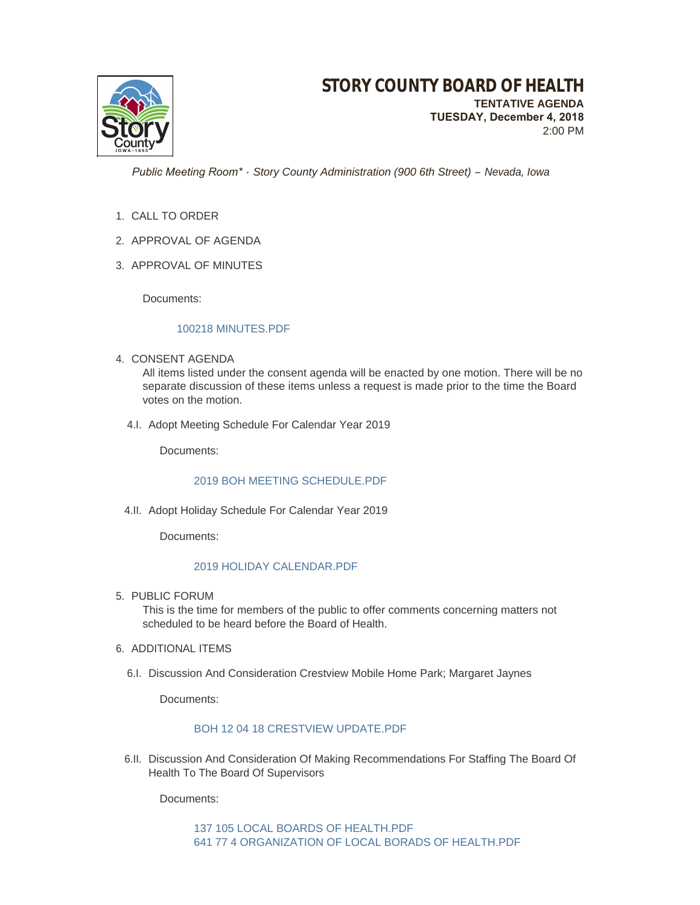# STORY COUNTY BOARD OF HEALTH

**TENTATIVE AGENDA**
**TUESDAY, December 4, 2018**
2:00 PM

*Public Meeting Room\* - Story County Administration (900 6th Street) – Nevada, Iowa*

1. CALL TO ORDER

2. APPROVAL OF AGENDA

3. APPROVAL OF MINUTES

   Documents:

   100218 MINUTES.PDF

4. CONSENT AGENDA
   All items listed under the consent agenda will be enacted by one motion. There will be no separate discussion of these items unless a request is made prior to the time the Board votes on the motion.

   4.I. Adopt Meeting Schedule For Calendar Year 2019

   Documents:

   2019 BOH MEETING SCHEDULE.PDF

   4.II. Adopt Holiday Schedule For Calendar Year 2019

   Documents:

   2019 HOLIDAY CALENDAR.PDF

5. PUBLIC FORUM
   This is the time for members of the public to offer comments concerning matters not scheduled to be heard before the Board of Health.

6. ADDITIONAL ITEMS

   6.I. Discussion And Consideration Crestview Mobile Home Park; Margaret Jaynes

   Documents:

   BOH 12 04 18 CRESTVIEW UPDATE.PDF

   6.II. Discussion And Consideration Of Making Recommendations For Staffing The Board Of Health To The Board Of Supervisors

   Documents:

   137 105 LOCAL BOARDS OF HEALTH.PDF
   641 77 4 ORGANIZATION OF LOCAL BORADS OF HEALTH.PDF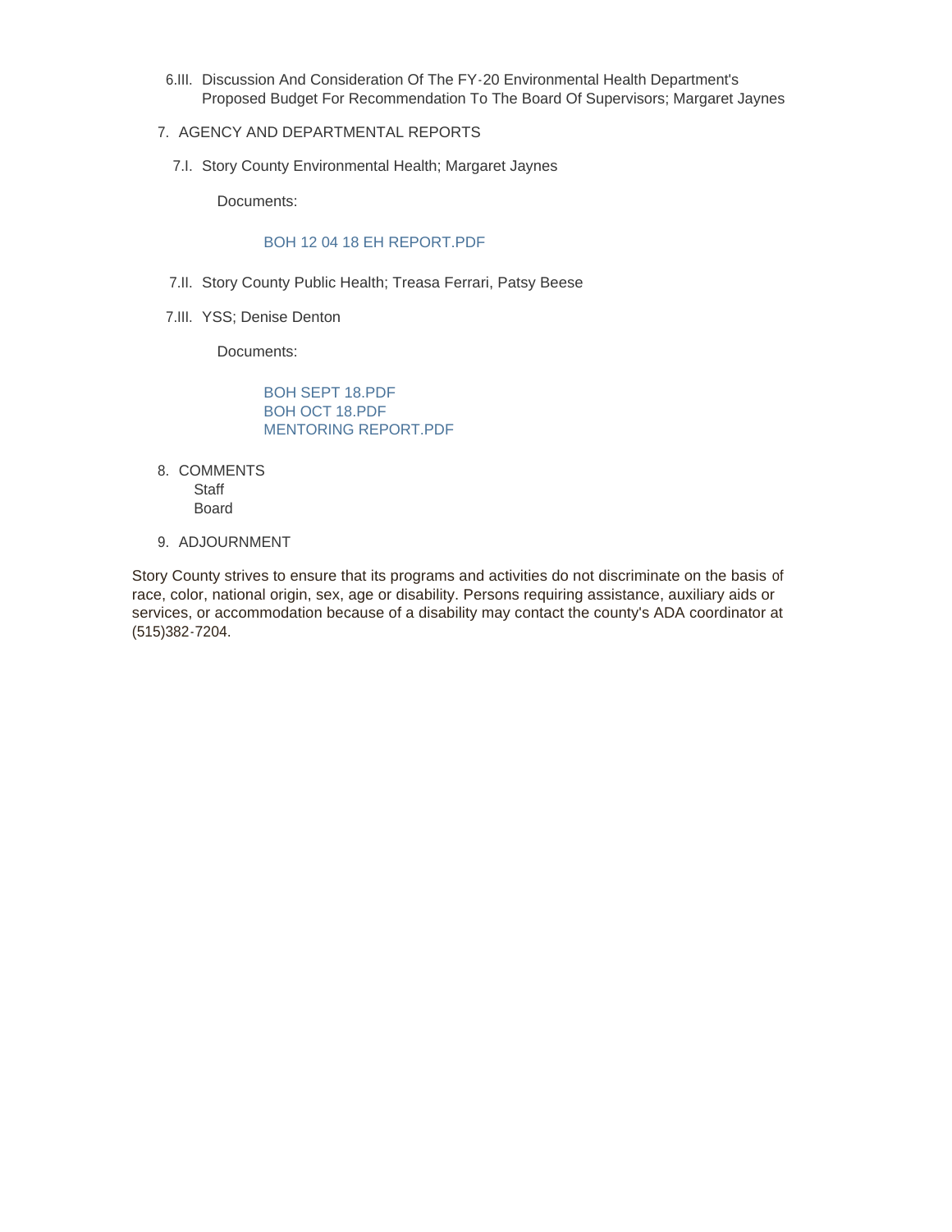6.III. Discussion And Consideration Of The FY-20 Environmental Health Department's Proposed Budget For Recommendation To The Board Of Supervisors; Margaret Jaynes

7. AGENCY AND DEPARTMENTAL REPORTS

7.I. Story County Environmental Health; Margaret Jaynes

Documents:

BOH 12 04 18 EH REPORT.PDF

7.II. Story County Public Health; Treasa Ferrari, Patsy Beese

7.III. YSS; Denise Denton

Documents:

BOH SEPT 18.PDF
BOH OCT 18.PDF
MENTORING REPORT.PDF

8. COMMENTS
   Staff
   Board

9. ADJOURNMENT

Story County strives to ensure that its programs and activities do not discriminate on the basis of race, color, national origin, sex, age or disability. Persons requiring assistance, auxiliary aids or services, or accommodation because of a disability may contact the county's ADA coordinator at (515)382-7204.